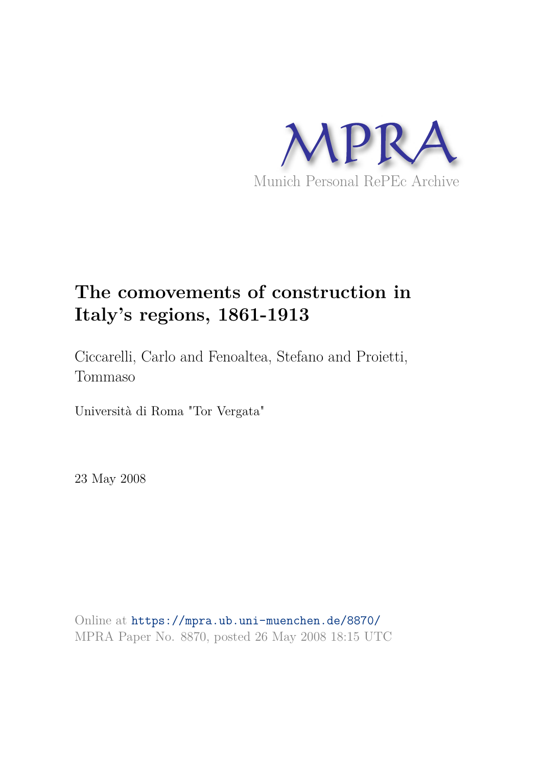MPRA

Munich Personal RePEc Archive

# The comovements of construction in Italy's regions, 1861-1913

Ciccarelli, Carlo and Fenoaltea, Stefano and Proietti, Tommaso

Università di Roma "Tor Vergata"

23 May 2008

Online at https://mpra.ub.uni-muenchen.de/8870/
MPRA Paper No. 8870, posted 26 May 2008 18:15 UTC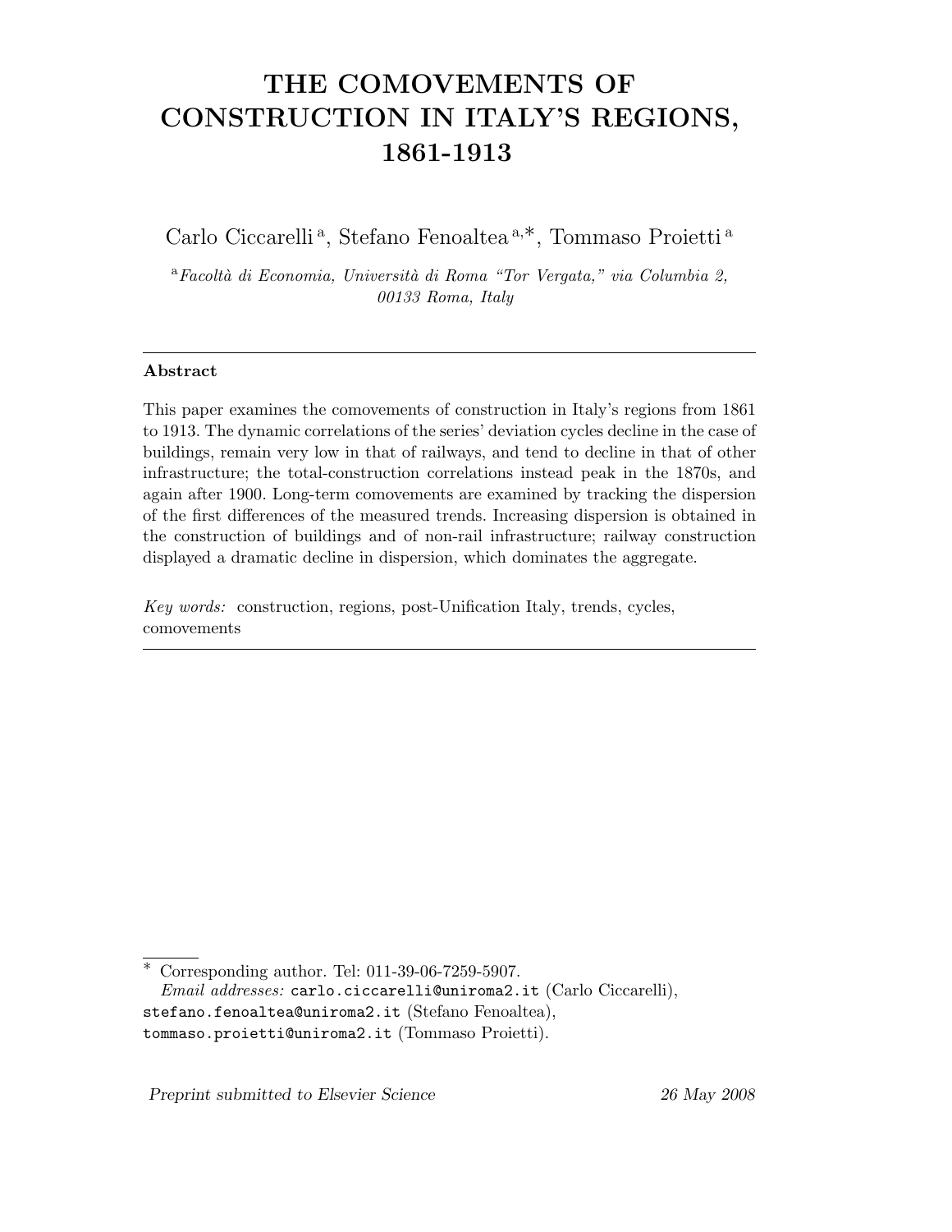# THE COMOVEMENTS OF CONSTRUCTION IN ITALY'S REGIONS, 1861-1913

Carlo Ciccarelli [a], Stefano Fenoaltea [a,*], Tommaso Proietti [a]

[a] *Facoltà di Economia, Università di Roma "Tor Vergata," via Columbia 2, 00133 Roma, Italy*

---

**Abstract**

This paper examines the comovements of construction in Italy's regions from 1861 to 1913. The dynamic correlations of the series' deviation cycles decline in the case of buildings, remain very low in that of railways, and tend to decline in that of other infrastructure; the total-construction correlations instead peak in the 1870s, and again after 1900. Long-term comovements are examined by tracking the dispersion of the first differences of the measured trends. Increasing dispersion is obtained in the construction of buildings and of non-rail infrastructure; railway construction displayed a dramatic decline in dispersion, which dominates the aggregate.

*Key words:* construction, regions, post-Unification Italy, trends, cycles, comovements

---

\* Corresponding author. Tel: 011-39-06-7259-5907.
*Email addresses:* carlo.ciccarelli@uniroma2.it (Carlo Ciccarelli), stefano.fenoaltea@uniroma2.it (Stefano Fenoaltea), tommaso.proietti@uniroma2.it (Tommaso Proietti).

*Preprint submitted to Elsevier Science* 26 May 2008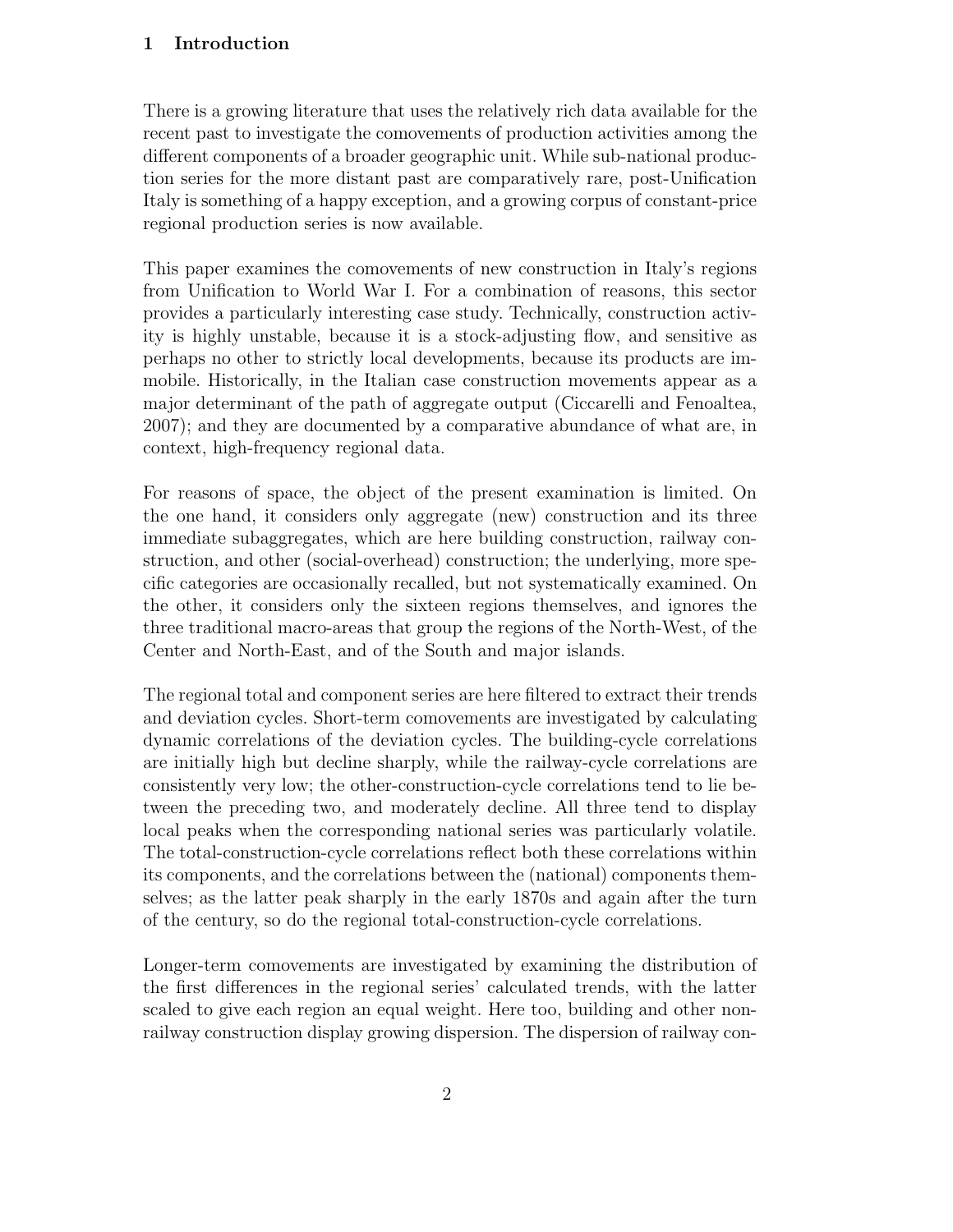# 1 Introduction

There is a growing literature that uses the relatively rich data available for the recent past to investigate the comovements of production activities among the different components of a broader geographic unit. While sub-national production series for the more distant past are comparatively rare, post-Unification Italy is something of a happy exception, and a growing corpus of constant-price regional production series is now available.

This paper examines the comovements of new construction in Italy's regions from Unification to World War I. For a combination of reasons, this sector provides a particularly interesting case study. Technically, construction activity is highly unstable, because it is a stock-adjusting flow, and sensitive as perhaps no other to strictly local developments, because its products are immobile. Historically, in the Italian case construction movements appear as a major determinant of the path of aggregate output (Ciccarelli and Fenoaltea, 2007); and they are documented by a comparative abundance of what are, in context, high-frequency regional data.

For reasons of space, the object of the present examination is limited. On the one hand, it considers only aggregate (new) construction and its three immediate subaggregates, which are here building construction, railway construction, and other (social-overhead) construction; the underlying, more specific categories are occasionally recalled, but not systematically examined. On the other, it considers only the sixteen regions themselves, and ignores the three traditional macro-areas that group the regions of the North-West, of the Center and North-East, and of the South and major islands.

The regional total and component series are here filtered to extract their trends and deviation cycles. Short-term comovements are investigated by calculating dynamic correlations of the deviation cycles. The building-cycle correlations are initially high but decline sharply, while the railway-cycle correlations are consistently very low; the other-construction-cycle correlations tend to lie between the preceding two, and moderately decline. All three tend to display local peaks when the corresponding national series was particularly volatile. The total-construction-cycle correlations reflect both these correlations within its components, and the correlations between the (national) components themselves; as the latter peak sharply in the early 1870s and again after the turn of the century, so do the regional total-construction-cycle correlations.

Longer-term comovements are investigated by examining the distribution of the first differences in the regional series' calculated trends, with the latter scaled to give each region an equal weight. Here too, building and other non-railway construction display growing dispersion. The dispersion of railway con-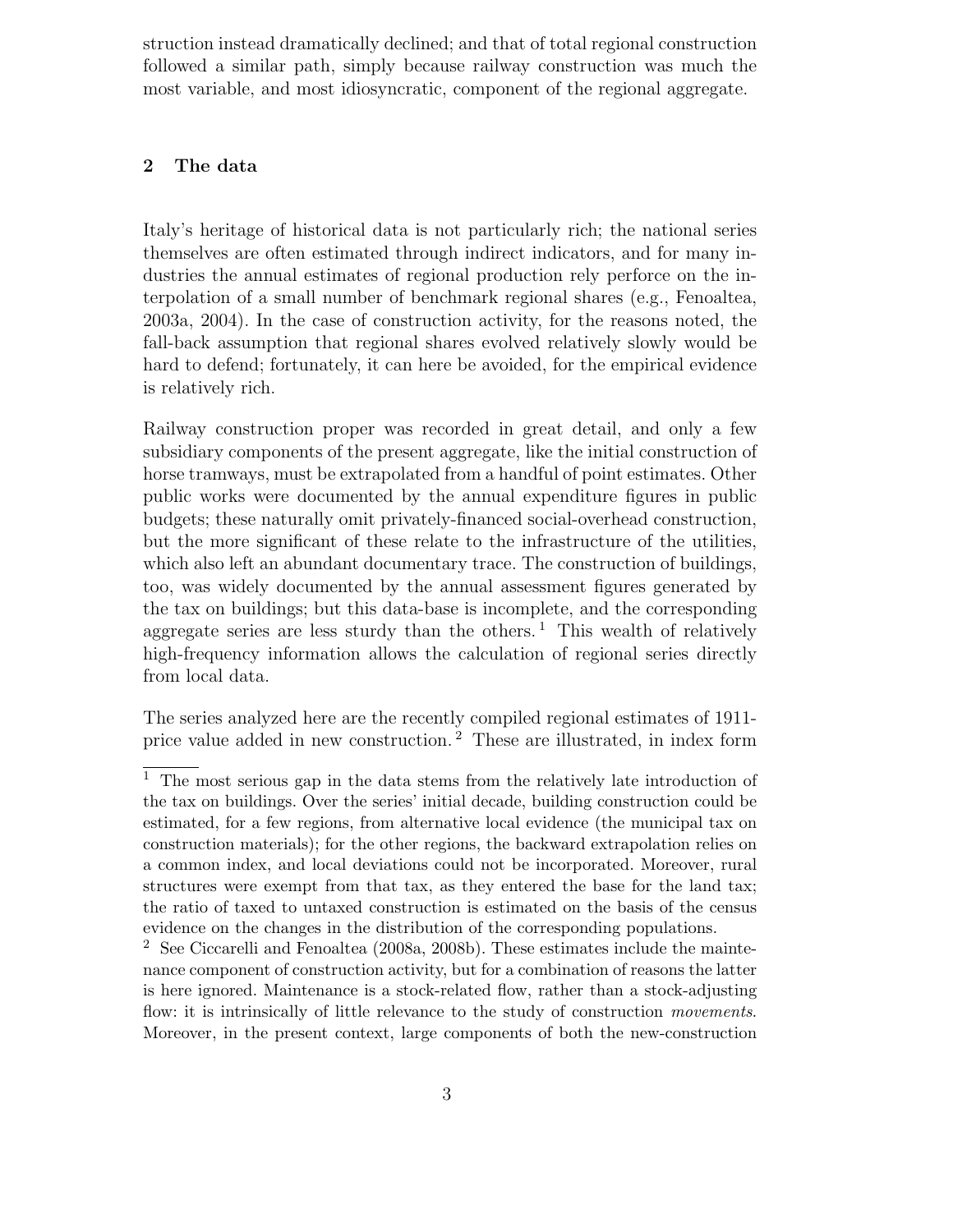struction instead dramatically declined; and that of total regional construction followed a similar path, simply because railway construction was much the most variable, and most idiosyncratic, component of the regional aggregate.

## 2 The data

Italy's heritage of historical data is not particularly rich; the national series themselves are often estimated through indirect indicators, and for many industries the annual estimates of regional production rely perforce on the interpolation of a small number of benchmark regional shares (e.g., Fenoaltea, 2003a, 2004). In the case of construction activity, for the reasons noted, the fall-back assumption that regional shares evolved relatively slowly would be hard to defend; fortunately, it can here be avoided, for the empirical evidence is relatively rich.

Railway construction proper was recorded in great detail, and only a few subsidiary components of the present aggregate, like the initial construction of horse tramways, must be extrapolated from a handful of point estimates. Other public works were documented by the annual expenditure figures in public budgets; these naturally omit privately-financed social-overhead construction, but the more significant of these relate to the infrastructure of the utilities, which also left an abundant documentary trace. The construction of buildings, too, was widely documented by the annual assessment figures generated by the tax on buildings; but this data-base is incomplete, and the corresponding aggregate series are less sturdy than the others.[1] This wealth of relatively high-frequency information allows the calculation of regional series directly from local data.

The series analyzed here are the recently compiled regional estimates of 1911-price value added in new construction.[2] These are illustrated, in index form

---

[1] The most serious gap in the data stems from the relatively late introduction of the tax on buildings. Over the series' initial decade, building construction could be estimated, for a few regions, from alternative local evidence (the municipal tax on construction materials); for the other regions, the backward extrapolation relies on a common index, and local deviations could not be incorporated. Moreover, rural structures were exempt from that tax, as they entered the base for the land tax; the ratio of taxed to untaxed construction is estimated on the basis of the census evidence on the changes in the distribution of the corresponding populations.

[2] See Ciccarelli and Fenoaltea (2008a, 2008b). These estimates include the maintenance component of construction activity, but for a combination of reasons the latter is here ignored. Maintenance is a stock-related flow, rather than a stock-adjusting flow: it is intrinsically of little relevance to the study of construction *movements*. Moreover, in the present context, large components of both the new-construction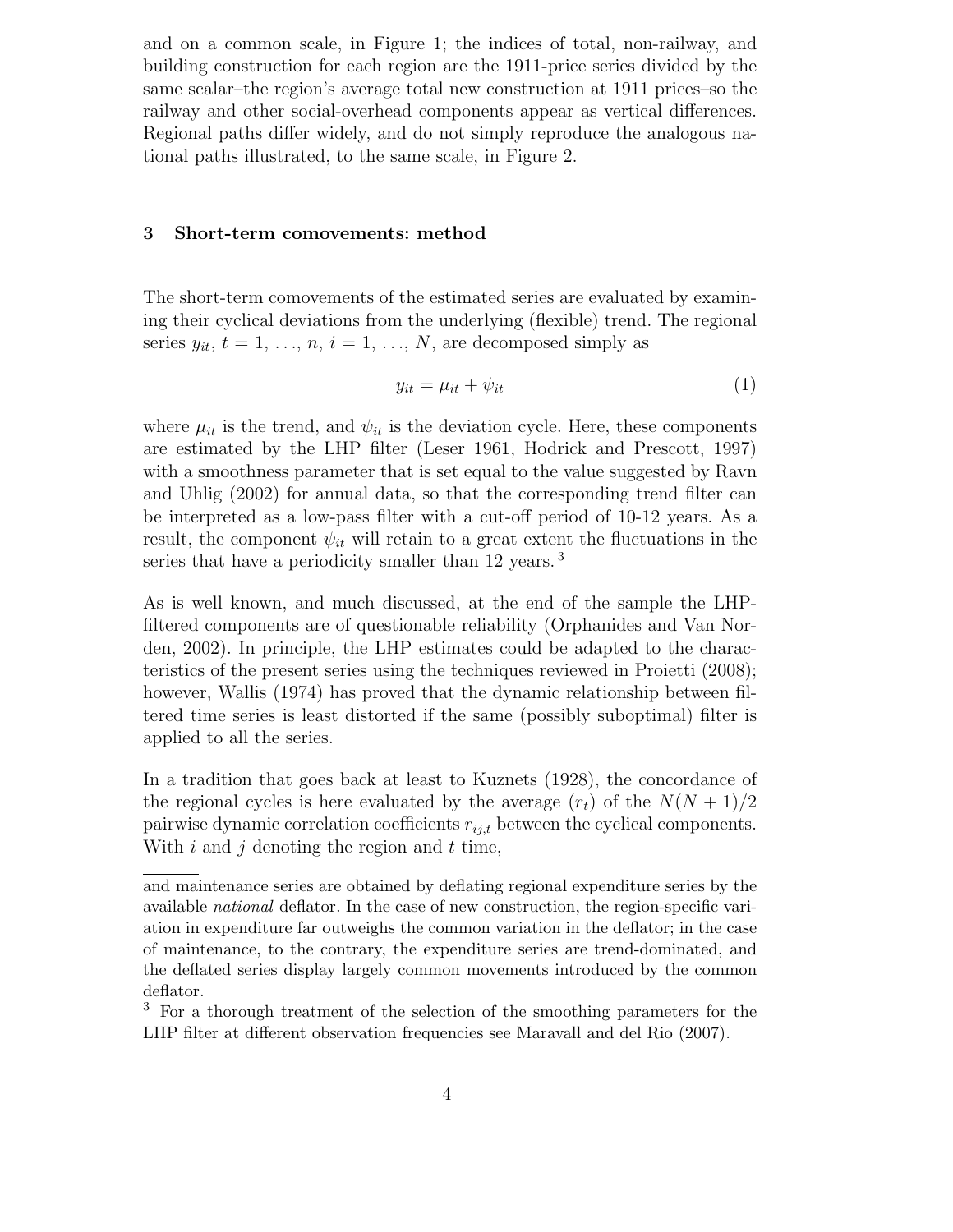and on a common scale, in Figure 1; the indices of total, non-railway, and building construction for each region are the 1911-price series divided by the same scalar–the region's average total new construction at 1911 prices–so the railway and other social-overhead components appear as vertical differences. Regional paths differ widely, and do not simply reproduce the analogous national paths illustrated, to the same scale, in Figure 2.

## 3 Short-term comovements: method

The short-term comovements of the estimated series are evaluated by examining their cyclical deviations from the underlying (flexible) trend. The regional series $y_{it}$, $t = 1, \ldots, n$, $i = 1, \ldots, N$, are decomposed simply as

$$y_{it} = \mu_{it} + \psi_{it} \tag{1}$$

where $\mu_{it}$ is the trend, and $\psi_{it}$ is the deviation cycle. Here, these components are estimated by the LHP filter (Leser 1961, Hodrick and Prescott, 1997) with a smoothness parameter that is set equal to the value suggested by Ravn and Uhlig (2002) for annual data, so that the corresponding trend filter can be interpreted as a low-pass filter with a cut-off period of 10-12 years. As a result, the component $\psi_{it}$ will retain to a great extent the fluctuations in the series that have a periodicity smaller than 12 years. [3]

As is well known, and much discussed, at the end of the sample the LHP-filtered components are of questionable reliability (Orphanides and Van Norden, 2002). In principle, the LHP estimates could be adapted to the characteristics of the present series using the techniques reviewed in Proietti (2008); however, Wallis (1974) has proved that the dynamic relationship between filtered time series is least distorted if the same (possibly suboptimal) filter is applied to all the series.

In a tradition that goes back at least to Kuznets (1928), the concordance of the regional cycles is here evaluated by the average ($\overline{r}_t$) of the $N(N+1)/2$ pairwise dynamic correlation coefficients $r_{ij,t}$ between the cyclical components. With $i$ and $j$ denoting the region and $t$ time,

---

and maintenance series are obtained by deflating regional expenditure series by the available *national* deflator. In the case of new construction, the region-specific variation in expenditure far outweighs the common variation in the deflator; in the case of maintenance, to the contrary, the expenditure series are trend-dominated, and the deflated series display largely common movements introduced by the common deflator.

[3] For a thorough treatment of the selection of the smoothing parameters for the LHP filter at different observation frequencies see Maravall and del Rio (2007).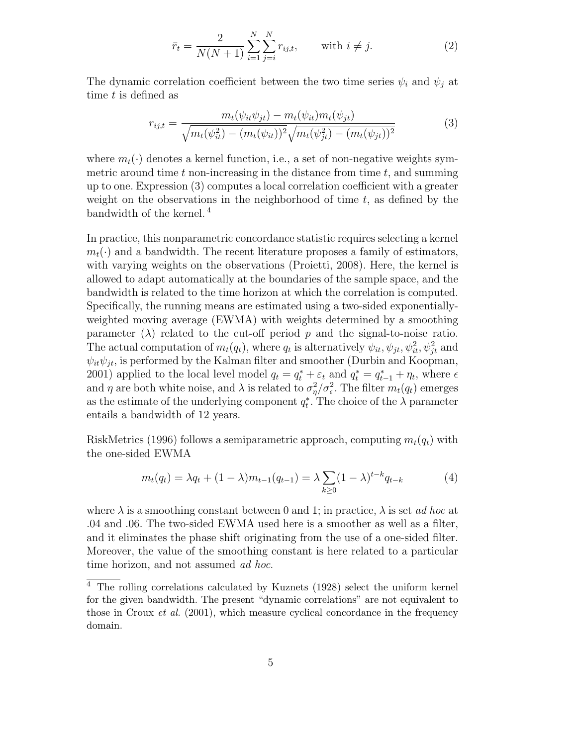$$\bar{r}_t = \frac{2}{N(N+1)} \sum_{i=1}^{N} \sum_{j=i}^{N} r_{ij,t}, \qquad \text{with } i \neq j. \tag{2}$$

The dynamic correlation coefficient between the two time series $\psi_i$ and $\psi_j$ at time $t$ is defined as

$$r_{ij,t} = \frac{m_t(\psi_{it}\psi_{jt}) - m_t(\psi_{it})m_t(\psi_{jt})}{\sqrt{m_t(\psi_{it}^2) - (m_t(\psi_{it}))^2}\sqrt{m_t(\psi_{jt}^2) - (m_t(\psi_{jt}))^2}} \tag{3}$$

where $m_t(\cdot)$ denotes a kernel function, i.e., a set of non-negative weights symmetric around time $t$ non-increasing in the distance from time $t$, and summing up to one. Expression (3) computes a local correlation coefficient with a greater weight on the observations in the neighborhood of time $t$, as defined by the bandwidth of the kernel.[4]

In practice, this nonparametric concordance statistic requires selecting a kernel $m_t(\cdot)$ and a bandwidth. The recent literature proposes a family of estimators, with varying weights on the observations (Proietti, 2008). Here, the kernel is allowed to adapt automatically at the boundaries of the sample space, and the bandwidth is related to the time horizon at which the correlation is computed. Specifically, the running means are estimated using a two-sided exponentially-weighted moving average (EWMA) with weights determined by a smoothing parameter ($\lambda$) related to the cut-off period $p$ and the signal-to-noise ratio. The actual computation of $m_t(q_t)$, where $q_t$ is alternatively $\psi_{it}, \psi_{jt}, \psi_{it}^2, \psi_{jt}^2$ and $\psi_{it}\psi_{jt}$, is performed by the Kalman filter and smoother (Durbin and Koopman, 2001) applied to the local level model $q_t = q_t^* + \varepsilon_t$ and $q_t^* = q_{t-1}^* + \eta_t$, where $\epsilon$ and $\eta$ are both white noise, and $\lambda$ is related to $\sigma_\eta^2/\sigma_\epsilon^2$. The filter $m_t(q_t)$ emerges as the estimate of the underlying component $q_t^*$. The choice of the $\lambda$ parameter entails a bandwidth of 12 years.

RiskMetrics (1996) follows a semiparametric approach, computing $m_t(q_t)$ with the one-sided EWMA

$$m_t(q_t) = \lambda q_t + (1-\lambda)m_{t-1}(q_{t-1}) = \lambda \sum_{k \geq 0} (1-\lambda)^{t-k} q_{t-k} \tag{4}$$

where $\lambda$ is a smoothing constant between 0 and 1; in practice, $\lambda$ is set *ad hoc* at .04 and .06. The two-sided EWMA used here is a smoother as well as a filter, and it eliminates the phase shift originating from the use of a one-sided filter. Moreover, the value of the smoothing constant is here related to a particular time horizon, and not assumed *ad hoc*.

[4] The rolling correlations calculated by Kuznets (1928) select the uniform kernel for the given bandwidth. The present "dynamic correlations" are not equivalent to those in Croux *et al.* (2001), which measure cyclical concordance in the frequency domain.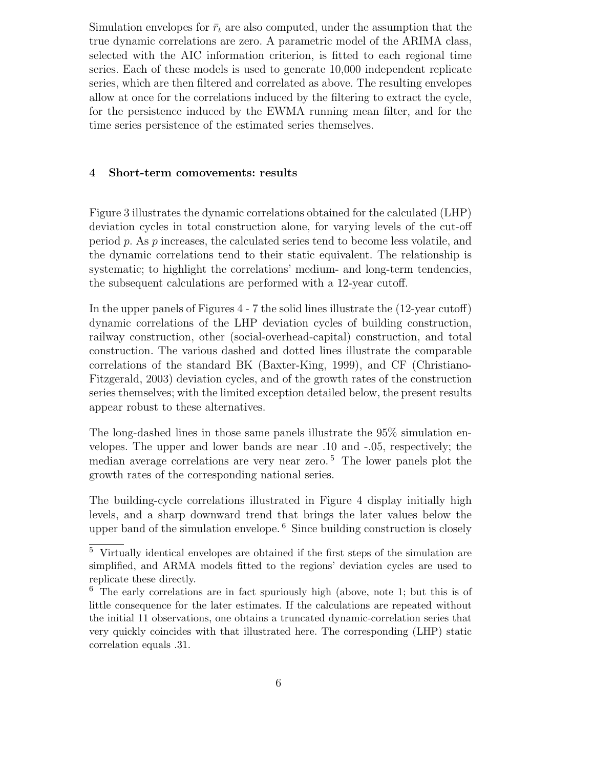Simulation envelopes for $\bar{r}_t$ are also computed, under the assumption that the true dynamic correlations are zero. A parametric model of the ARIMA class, selected with the AIC information criterion, is fitted to each regional time series. Each of these models is used to generate 10,000 independent replicate series, which are then filtered and correlated as above. The resulting envelopes allow at once for the correlations induced by the filtering to extract the cycle, for the persistence induced by the EWMA running mean filter, and for the time series persistence of the estimated series themselves.

## 4 Short-term comovements: results

Figure 3 illustrates the dynamic correlations obtained for the calculated (LHP) deviation cycles in total construction alone, for varying levels of the cut-off period $p$. As $p$ increases, the calculated series tend to become less volatile, and the dynamic correlations tend to their static equivalent. The relationship is systematic; to highlight the correlations' medium- and long-term tendencies, the subsequent calculations are performed with a 12-year cutoff.

In the upper panels of Figures 4 - 7 the solid lines illustrate the (12-year cutoff) dynamic correlations of the LHP deviation cycles of building construction, railway construction, other (social-overhead-capital) construction, and total construction. The various dashed and dotted lines illustrate the comparable correlations of the standard BK (Baxter-King, 1999), and CF (Christiano-Fitzgerald, 2003) deviation cycles, and of the growth rates of the construction series themselves; with the limited exception detailed below, the present results appear robust to these alternatives.

The long-dashed lines in those same panels illustrate the 95% simulation envelopes. The upper and lower bands are near .10 and -.05, respectively; the median average correlations are very near zero.[5] The lower panels plot the growth rates of the corresponding national series.

The building-cycle correlations illustrated in Figure 4 display initially high levels, and a sharp downward trend that brings the later values below the upper band of the simulation envelope.[6] Since building construction is closely

[5] Virtually identical envelopes are obtained if the first steps of the simulation are simplified, and ARMA models fitted to the regions' deviation cycles are used to replicate these directly.

[6] The early correlations are in fact spuriously high (above, note 1; but this is of little consequence for the later estimates. If the calculations are repeated without the initial 11 observations, one obtains a truncated dynamic-correlation series that very quickly coincides with that illustrated here. The corresponding (LHP) static correlation equals .31.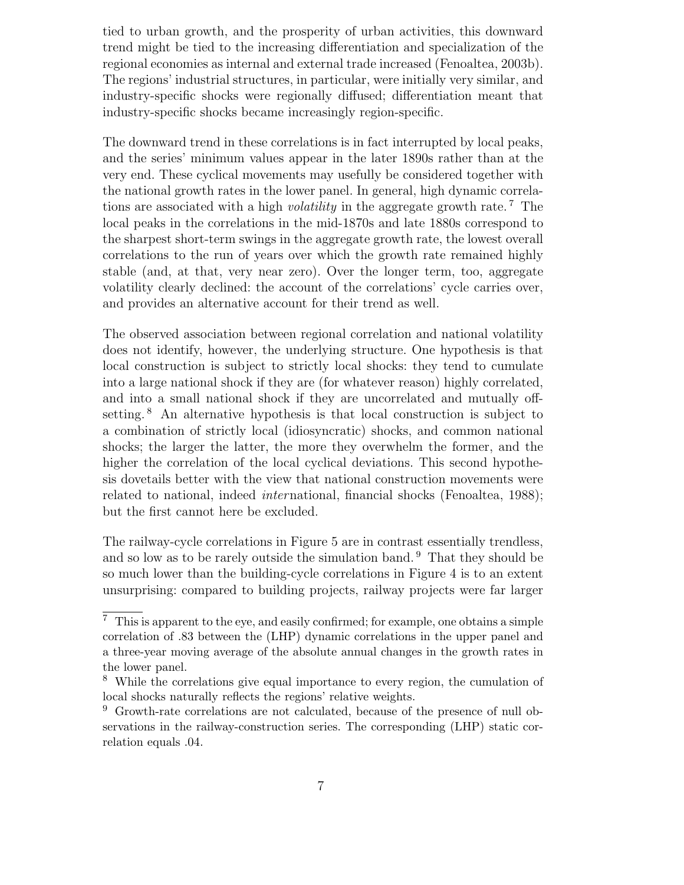tied to urban growth, and the prosperity of urban activities, this downward trend might be tied to the increasing differentiation and specialization of the regional economies as internal and external trade increased (Fenoaltea, 2003b). The regions' industrial structures, in particular, were initially very similar, and industry-specific shocks were regionally diffused; differentiation meant that industry-specific shocks became increasingly region-specific.

The downward trend in these correlations is in fact interrupted by local peaks, and the series' minimum values appear in the later 1890s rather than at the very end. These cyclical movements may usefully be considered together with the national growth rates in the lower panel. In general, high dynamic correlations are associated with a high *volatility* in the aggregate growth rate.[7] The local peaks in the correlations in the mid-1870s and late 1880s correspond to the sharpest short-term swings in the aggregate growth rate, the lowest overall correlations to the run of years over which the growth rate remained highly stable (and, at that, very near zero). Over the longer term, too, aggregate volatility clearly declined: the account of the correlations' cycle carries over, and provides an alternative account for their trend as well.

The observed association between regional correlation and national volatility does not identify, however, the underlying structure. One hypothesis is that local construction is subject to strictly local shocks: they tend to cumulate into a large national shock if they are (for whatever reason) highly correlated, and into a small national shock if they are uncorrelated and mutually offsetting.[8] An alternative hypothesis is that local construction is subject to a combination of strictly local (idiosyncratic) shocks, and common national shocks; the larger the latter, the more they overwhelm the former, and the higher the correlation of the local cyclical deviations. This second hypothesis dovetails better with the view that national construction movements were related to national, indeed *inter*national, financial shocks (Fenoaltea, 1988); but the first cannot here be excluded.

The railway-cycle correlations in Figure 5 are in contrast essentially trendless, and so low as to be rarely outside the simulation band.[9] That they should be so much lower than the building-cycle correlations in Figure 4 is to an extent unsurprising: compared to building projects, railway projects were far larger

---

[7] This is apparent to the eye, and easily confirmed; for example, one obtains a simple correlation of .83 between the (LHP) dynamic correlations in the upper panel and a three-year moving average of the absolute annual changes in the growth rates in the lower panel.

[8] While the correlations give equal importance to every region, the cumulation of local shocks naturally reflects the regions' relative weights.

[9] Growth-rate correlations are not calculated, because of the presence of null observations in the railway-construction series. The corresponding (LHP) static correlation equals .04.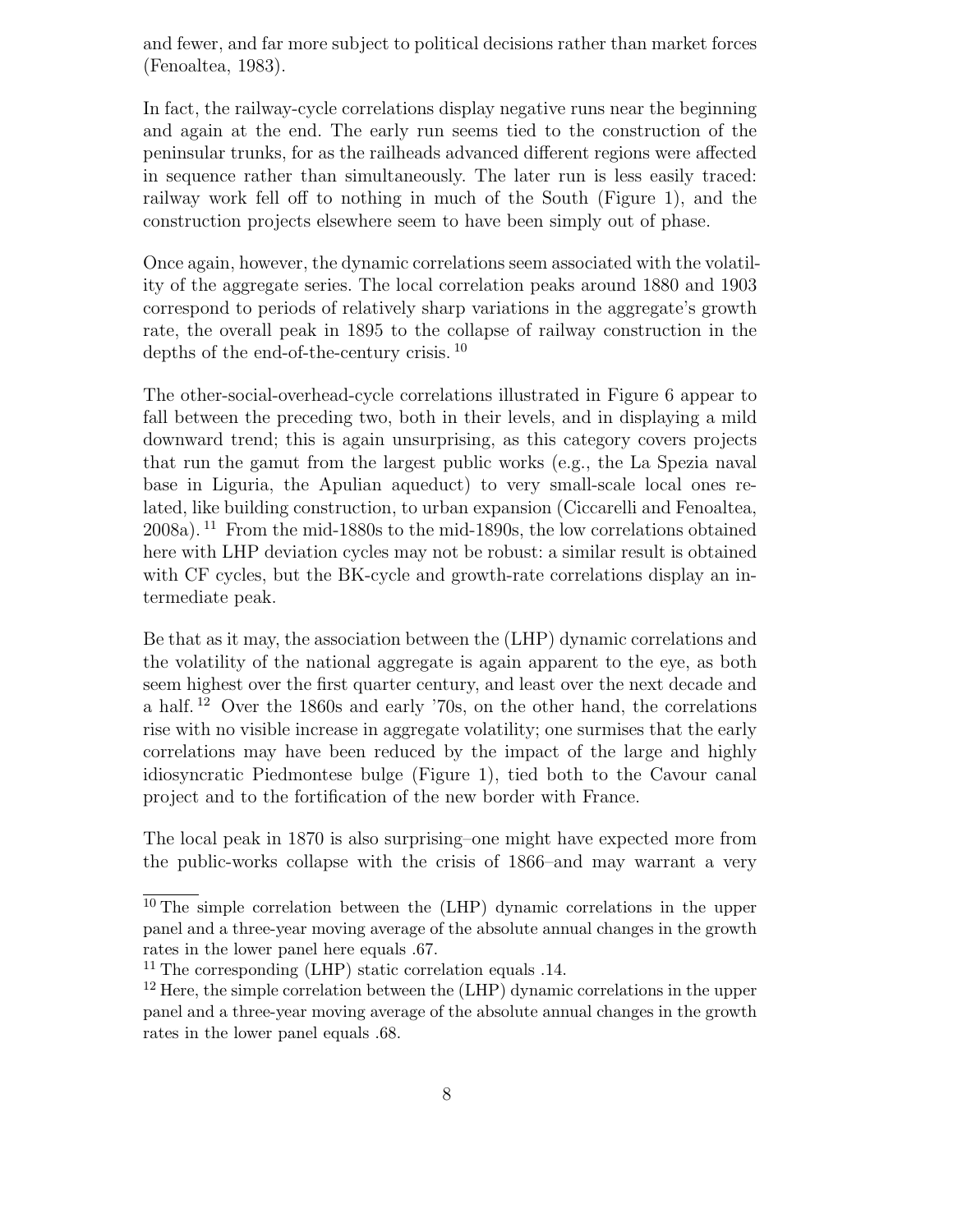and fewer, and far more subject to political decisions rather than market forces (Fenoaltea, 1983).

In fact, the railway-cycle correlations display negative runs near the beginning and again at the end. The early run seems tied to the construction of the peninsular trunks, for as the railheads advanced different regions were affected in sequence rather than simultaneously. The later run is less easily traced: railway work fell off to nothing in much of the South (Figure 1), and the construction projects elsewhere seem to have been simply out of phase.

Once again, however, the dynamic correlations seem associated with the volatility of the aggregate series. The local correlation peaks around 1880 and 1903 correspond to periods of relatively sharp variations in the aggregate's growth rate, the overall peak in 1895 to the collapse of railway construction in the depths of the end-of-the-century crisis. [10]

The other-social-overhead-cycle correlations illustrated in Figure 6 appear to fall between the preceding two, both in their levels, and in displaying a mild downward trend; this is again unsurprising, as this category covers projects that run the gamut from the largest public works (e.g., the La Spezia naval base in Liguria, the Apulian aqueduct) to very small-scale local ones related, like building construction, to urban expansion (Ciccarelli and Fenoaltea, 2008a). [11] From the mid-1880s to the mid-1890s, the low correlations obtained here with LHP deviation cycles may not be robust: a similar result is obtained with CF cycles, but the BK-cycle and growth-rate correlations display an intermediate peak.

Be that as it may, the association between the (LHP) dynamic correlations and the volatility of the national aggregate is again apparent to the eye, as both seem highest over the first quarter century, and least over the next decade and a half. [12] Over the 1860s and early '70s, on the other hand, the correlations rise with no visible increase in aggregate volatility; one surmises that the early correlations may have been reduced by the impact of the large and highly idiosyncratic Piedmontese bulge (Figure 1), tied both to the Cavour canal project and to the fortification of the new border with France.

The local peak in 1870 is also surprising–one might have expected more from the public-works collapse with the crisis of 1866–and may warrant a very

---

[10] The simple correlation between the (LHP) dynamic correlations in the upper panel and a three-year moving average of the absolute annual changes in the growth rates in the lower panel here equals .67.

[11] The corresponding (LHP) static correlation equals .14.

[12] Here, the simple correlation between the (LHP) dynamic correlations in the upper panel and a three-year moving average of the absolute annual changes in the growth rates in the lower panel equals .68.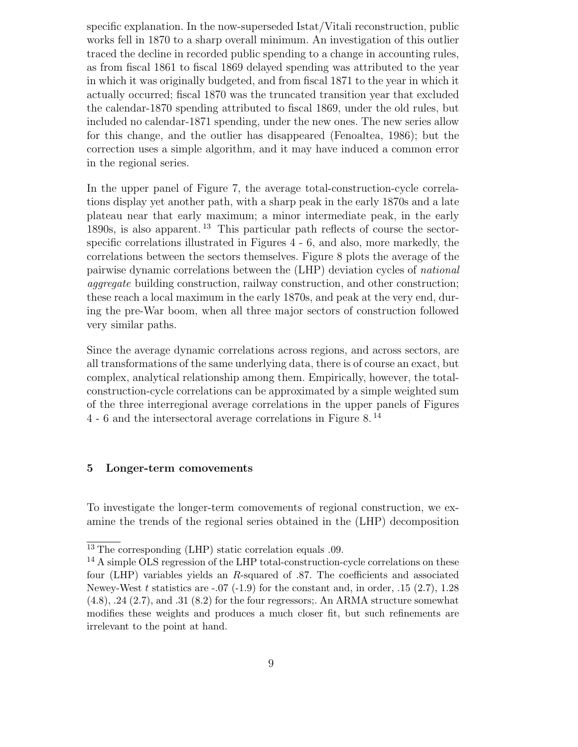specific explanation. In the now-superseded Istat/Vitali reconstruction, public works fell in 1870 to a sharp overall minimum. An investigation of this outlier traced the decline in recorded public spending to a change in accounting rules, as from fiscal 1861 to fiscal 1869 delayed spending was attributed to the year in which it was originally budgeted, and from fiscal 1871 to the year in which it actually occurred; fiscal 1870 was the truncated transition year that excluded the calendar-1870 spending attributed to fiscal 1869, under the old rules, but included no calendar-1871 spending, under the new ones. The new series allow for this change, and the outlier has disappeared (Fenoaltea, 1986); but the correction uses a simple algorithm, and it may have induced a common error in the regional series.

In the upper panel of Figure 7, the average total-construction-cycle correlations display yet another path, with a sharp peak in the early 1870s and a late plateau near that early maximum; a minor intermediate peak, in the early 1890s, is also apparent.[13] This particular path reflects of course the sector-specific correlations illustrated in Figures 4 - 6, and also, more markedly, the correlations between the sectors themselves. Figure 8 plots the average of the pairwise dynamic correlations between the (LHP) deviation cycles of *national aggregate* building construction, railway construction, and other construction; these reach a local maximum in the early 1870s, and peak at the very end, during the pre-War boom, when all three major sectors of construction followed very similar paths.

Since the average dynamic correlations across regions, and across sectors, are all transformations of the same underlying data, there is of course an exact, but complex, analytical relationship among them. Empirically, however, the total-construction-cycle correlations can be approximated by a simple weighted sum of the three interregional average correlations in the upper panels of Figures 4 - 6 and the intersectoral average correlations in Figure 8.[14]

## 5 Longer-term comovements

To investigate the longer-term comovements of regional construction, we examine the trends of the regional series obtained in the (LHP) decomposition

[13] The corresponding (LHP) static correlation equals .09.

[14] A simple OLS regression of the LHP total-construction-cycle correlations on these four (LHP) variables yields an $R$-squared of .87. The coefficients and associated Newey-West $t$ statistics are -.07 (-1.9) for the constant and, in order, .15 (2.7), 1.28 (4.8), .24 (2.7), and .31 (8.2) for the four regressors;. An ARMA structure somewhat modifies these weights and produces a much closer fit, but such refinements are irrelevant to the point at hand.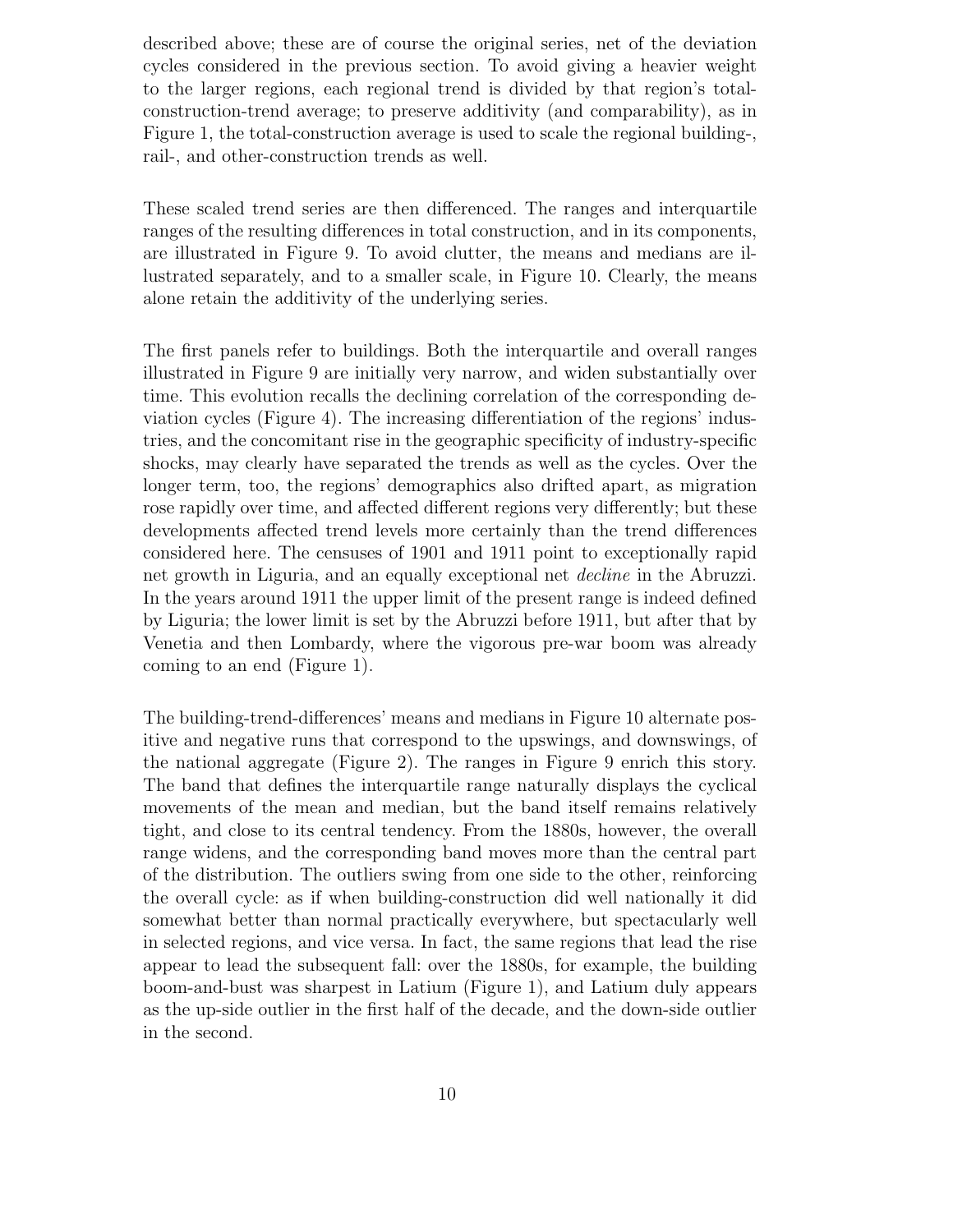described above; these are of course the original series, net of the deviation cycles considered in the previous section. To avoid giving a heavier weight to the larger regions, each regional trend is divided by that region's total-construction-trend average; to preserve additivity (and comparability), as in Figure 1, the total-construction average is used to scale the regional building-, rail-, and other-construction trends as well.

These scaled trend series are then differenced. The ranges and interquartile ranges of the resulting differences in total construction, and in its components, are illustrated in Figure 9. To avoid clutter, the means and medians are illustrated separately, and to a smaller scale, in Figure 10. Clearly, the means alone retain the additivity of the underlying series.

The first panels refer to buildings. Both the interquartile and overall ranges illustrated in Figure 9 are initially very narrow, and widen substantially over time. This evolution recalls the declining correlation of the corresponding deviation cycles (Figure 4). The increasing differentiation of the regions' industries, and the concomitant rise in the geographic specificity of industry-specific shocks, may clearly have separated the trends as well as the cycles. Over the longer term, too, the regions' demographics also drifted apart, as migration rose rapidly over time, and affected different regions very differently; but these developments affected trend levels more certainly than the trend differences considered here. The censuses of 1901 and 1911 point to exceptionally rapid net growth in Liguria, and an equally exceptional net *decline* in the Abruzzi. In the years around 1911 the upper limit of the present range is indeed defined by Liguria; the lower limit is set by the Abruzzi before 1911, but after that by Venetia and then Lombardy, where the vigorous pre-war boom was already coming to an end (Figure 1).

The building-trend-differences' means and medians in Figure 10 alternate positive and negative runs that correspond to the upswings, and downswings, of the national aggregate (Figure 2). The ranges in Figure 9 enrich this story. The band that defines the interquartile range naturally displays the cyclical movements of the mean and median, but the band itself remains relatively tight, and close to its central tendency. From the 1880s, however, the overall range widens, and the corresponding band moves more than the central part of the distribution. The outliers swing from one side to the other, reinforcing the overall cycle: as if when building-construction did well nationally it did somewhat better than normal practically everywhere, but spectacularly well in selected regions, and vice versa. In fact, the same regions that lead the rise appear to lead the subsequent fall: over the 1880s, for example, the building boom-and-bust was sharpest in Latium (Figure 1), and Latium duly appears as the up-side outlier in the first half of the decade, and the down-side outlier in the second.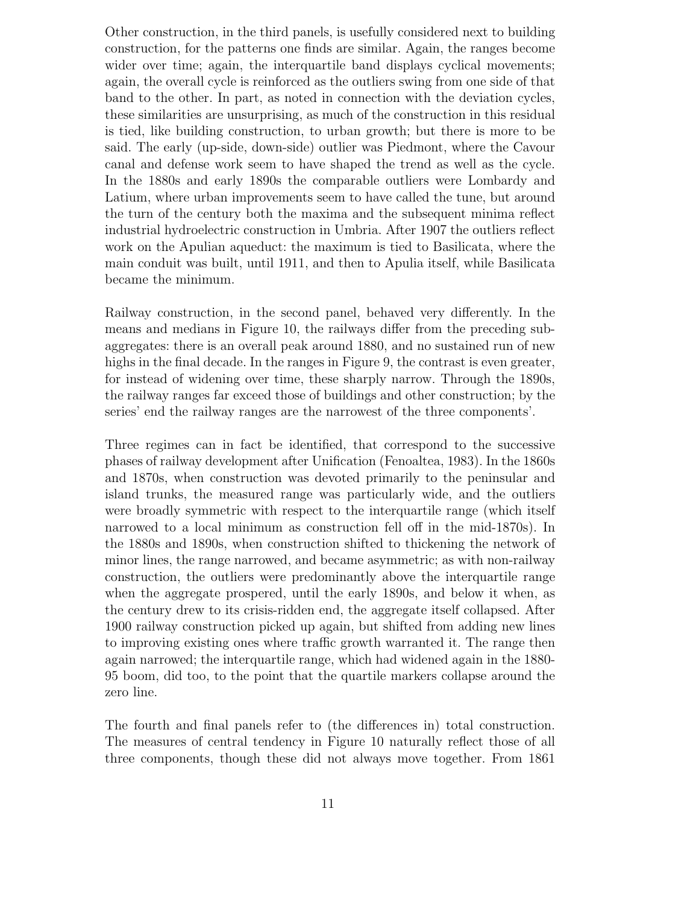Other construction, in the third panels, is usefully considered next to building construction, for the patterns one finds are similar. Again, the ranges become wider over time; again, the interquartile band displays cyclical movements; again, the overall cycle is reinforced as the outliers swing from one side of that band to the other. In part, as noted in connection with the deviation cycles, these similarities are unsurprising, as much of the construction in this residual is tied, like building construction, to urban growth; but there is more to be said. The early (up-side, down-side) outlier was Piedmont, where the Cavour canal and defense work seem to have shaped the trend as well as the cycle. In the 1880s and early 1890s the comparable outliers were Lombardy and Latium, where urban improvements seem to have called the tune, but around the turn of the century both the maxima and the subsequent minima reflect industrial hydroelectric construction in Umbria. After 1907 the outliers reflect work on the Apulian aqueduct: the maximum is tied to Basilicata, where the main conduit was built, until 1911, and then to Apulia itself, while Basilicata became the minimum.

Railway construction, in the second panel, behaved very differently. In the means and medians in Figure 10, the railways differ from the preceding sub-aggregates: there is an overall peak around 1880, and no sustained run of new highs in the final decade. In the ranges in Figure 9, the contrast is even greater, for instead of widening over time, these sharply narrow. Through the 1890s, the railway ranges far exceed those of buildings and other construction; by the series' end the railway ranges are the narrowest of the three components'.

Three regimes can in fact be identified, that correspond to the successive phases of railway development after Unification (Fenoaltea, 1983). In the 1860s and 1870s, when construction was devoted primarily to the peninsular and island trunks, the measured range was particularly wide, and the outliers were broadly symmetric with respect to the interquartile range (which itself narrowed to a local minimum as construction fell off in the mid-1870s). In the 1880s and 1890s, when construction shifted to thickening the network of minor lines, the range narrowed, and became asymmetric; as with non-railway construction, the outliers were predominantly above the interquartile range when the aggregate prospered, until the early 1890s, and below it when, as the century drew to its crisis-ridden end, the aggregate itself collapsed. After 1900 railway construction picked up again, but shifted from adding new lines to improving existing ones where traffic growth warranted it. The range then again narrowed; the interquartile range, which had widened again in the 1880-95 boom, did too, to the point that the quartile markers collapse around the zero line.

The fourth and final panels refer to (the differences in) total construction. The measures of central tendency in Figure 10 naturally reflect those of all three components, though these did not always move together. From 1861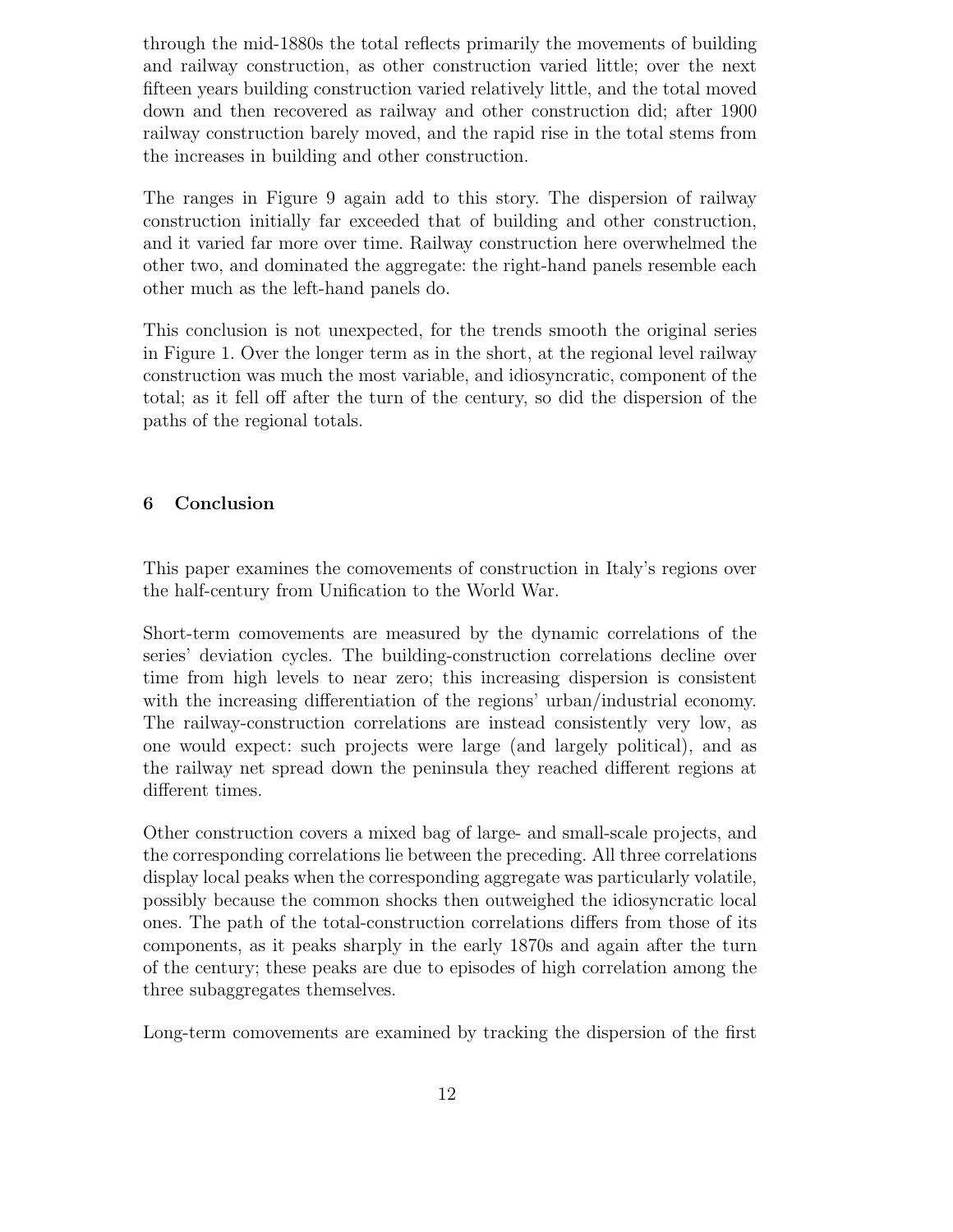through the mid-1880s the total reflects primarily the movements of building and railway construction, as other construction varied little; over the next fifteen years building construction varied relatively little, and the total moved down and then recovered as railway and other construction did; after 1900 railway construction barely moved, and the rapid rise in the total stems from the increases in building and other construction.

The ranges in Figure 9 again add to this story. The dispersion of railway construction initially far exceeded that of building and other construction, and it varied far more over time. Railway construction here overwhelmed the other two, and dominated the aggregate: the right-hand panels resemble each other much as the left-hand panels do.

This conclusion is not unexpected, for the trends smooth the original series in Figure 1. Over the longer term as in the short, at the regional level railway construction was much the most variable, and idiosyncratic, component of the total; as it fell off after the turn of the century, so did the dispersion of the paths of the regional totals.

## 6 Conclusion

This paper examines the comovements of construction in Italy's regions over the half-century from Unification to the World War.

Short-term comovements are measured by the dynamic correlations of the series' deviation cycles. The building-construction correlations decline over time from high levels to near zero; this increasing dispersion is consistent with the increasing differentiation of the regions' urban/industrial economy. The railway-construction correlations are instead consistently very low, as one would expect: such projects were large (and largely political), and as the railway net spread down the peninsula they reached different regions at different times.

Other construction covers a mixed bag of large- and small-scale projects, and the corresponding correlations lie between the preceding. All three correlations display local peaks when the corresponding aggregate was particularly volatile, possibly because the common shocks then outweighed the idiosyncratic local ones. The path of the total-construction correlations differs from those of its components, as it peaks sharply in the early 1870s and again after the turn of the century; these peaks are due to episodes of high correlation among the three subaggregates themselves.

Long-term comovements are examined by tracking the dispersion of the first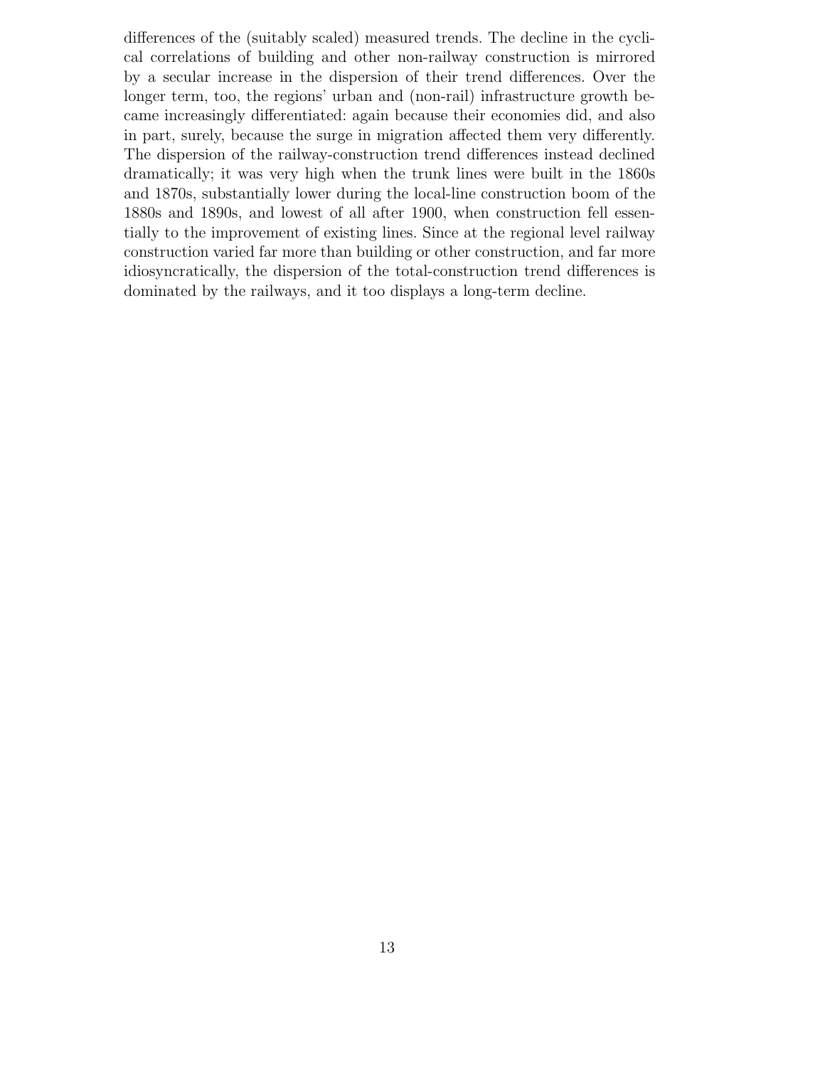differences of the (suitably scaled) measured trends. The decline in the cyclical correlations of building and other non-railway construction is mirrored by a secular increase in the dispersion of their trend differences. Over the longer term, too, the regions' urban and (non-rail) infrastructure growth became increasingly differentiated: again because their economies did, and also in part, surely, because the surge in migration affected them very differently. The dispersion of the railway-construction trend differences instead declined dramatically; it was very high when the trunk lines were built in the 1860s and 1870s, substantially lower during the local-line construction boom of the 1880s and 1890s, and lowest of all after 1900, when construction fell essentially to the improvement of existing lines. Since at the regional level railway construction varied far more than building or other construction, and far more idiosyncratically, the dispersion of the total-construction trend differences is dominated by the railways, and it too displays a long-term decline.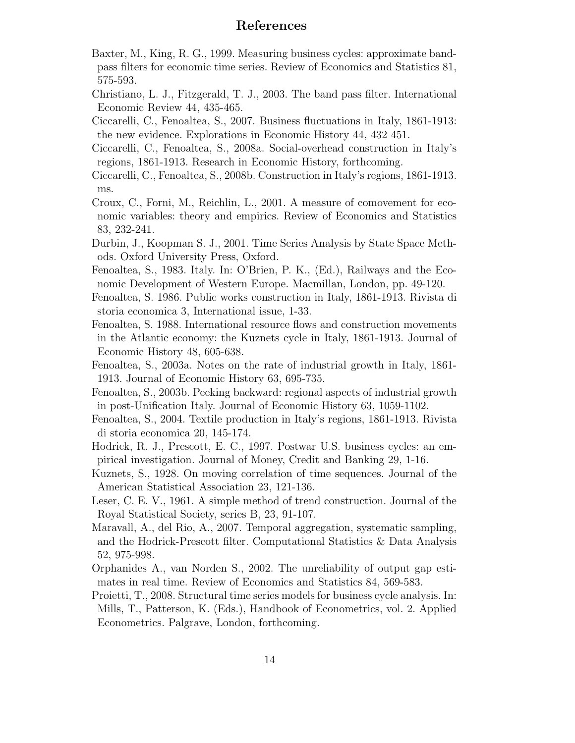# References

Baxter, M., King, R. G., 1999. Measuring business cycles: approximate band-pass filters for economic time series. Review of Economics and Statistics 81, 575-593.

Christiano, L. J., Fitzgerald, T. J., 2003. The band pass filter. International Economic Review 44, 435-465.

Ciccarelli, C., Fenoaltea, S., 2007. Business fluctuations in Italy, 1861-1913: the new evidence. Explorations in Economic History 44, 432 451.

Ciccarelli, C., Fenoaltea, S., 2008a. Social-overhead construction in Italy's regions, 1861-1913. Research in Economic History, forthcoming.

Ciccarelli, C., Fenoaltea, S., 2008b. Construction in Italy's regions, 1861-1913. ms.

Croux, C., Forni, M., Reichlin, L., 2001. A measure of comovement for economic variables: theory and empirics. Review of Economics and Statistics 83, 232-241.

Durbin, J., Koopman S. J., 2001. Time Series Analysis by State Space Methods. Oxford University Press, Oxford.

Fenoaltea, S., 1983. Italy. In: O'Brien, P. K., (Ed.), Railways and the Economic Development of Western Europe. Macmillan, London, pp. 49-120.

Fenoaltea, S. 1986. Public works construction in Italy, 1861-1913. Rivista di storia economica 3, International issue, 1-33.

Fenoaltea, S. 1988. International resource flows and construction movements in the Atlantic economy: the Kuznets cycle in Italy, 1861-1913. Journal of Economic History 48, 605-638.

Fenoaltea, S., 2003a. Notes on the rate of industrial growth in Italy, 1861-1913. Journal of Economic History 63, 695-735.

Fenoaltea, S., 2003b. Peeking backward: regional aspects of industrial growth in post-Unification Italy. Journal of Economic History 63, 1059-1102.

Fenoaltea, S., 2004. Textile production in Italy's regions, 1861-1913. Rivista di storia economica 20, 145-174.

Hodrick, R. J., Prescott, E. C., 1997. Postwar U.S. business cycles: an empirical investigation. Journal of Money, Credit and Banking 29, 1-16.

Kuznets, S., 1928. On moving correlation of time sequences. Journal of the American Statistical Association 23, 121-136.

Leser, C. E. V., 1961. A simple method of trend construction. Journal of the Royal Statistical Society, series B, 23, 91-107.

Maravall, A., del Rio, A., 2007. Temporal aggregation, systematic sampling, and the Hodrick-Prescott filter. Computational Statistics & Data Analysis 52, 975-998.

Orphanides A., van Norden S., 2002. The unreliability of output gap estimates in real time. Review of Economics and Statistics 84, 569-583.

Proietti, T., 2008. Structural time series models for business cycle analysis. In: Mills, T., Patterson, K. (Eds.), Handbook of Econometrics, vol. 2. Applied Econometrics. Palgrave, London, forthcoming.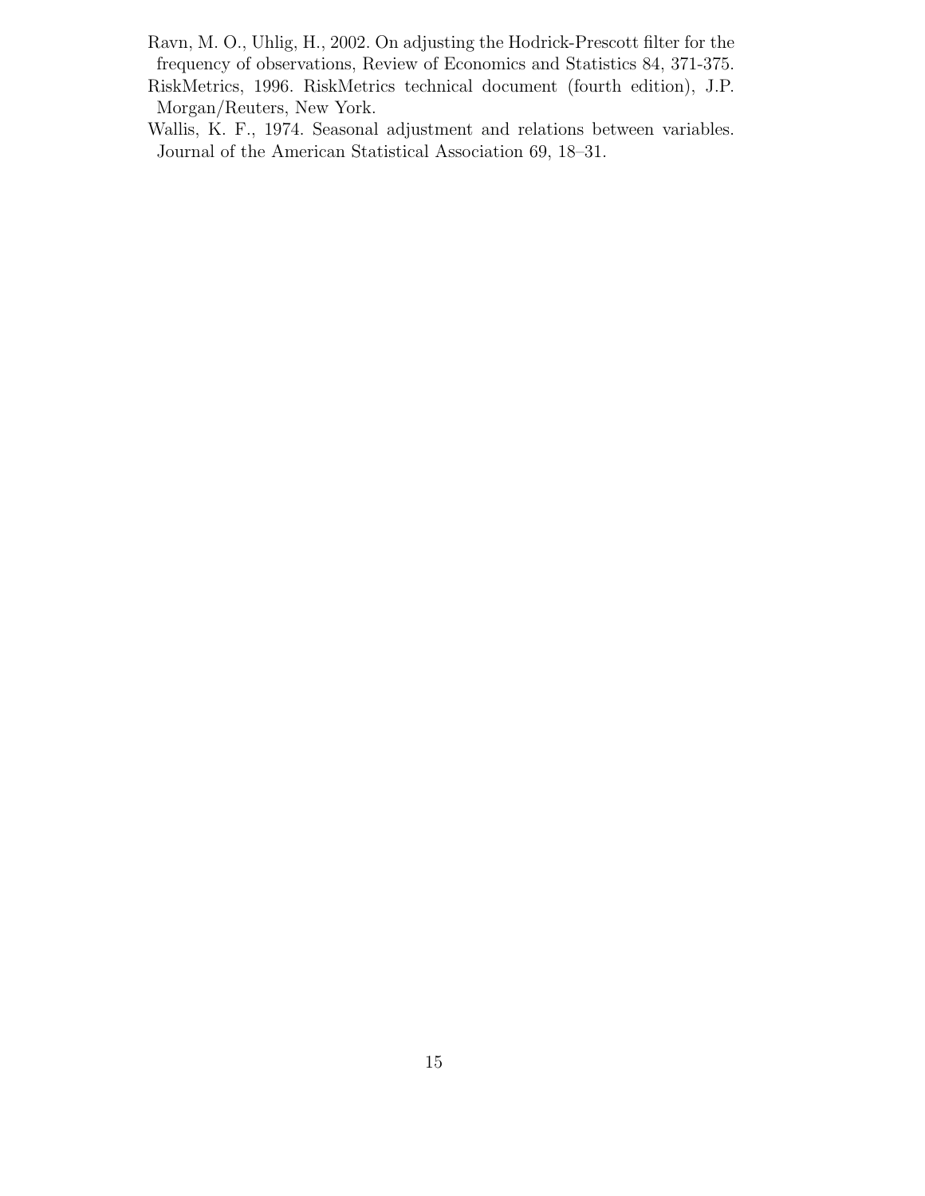Ravn, M. O., Uhlig, H., 2002. On adjusting the Hodrick-Prescott filter for the frequency of observations, Review of Economics and Statistics 84, 371-375.

RiskMetrics, 1996. RiskMetrics technical document (fourth edition), J.P. Morgan/Reuters, New York.

Wallis, K. F., 1974. Seasonal adjustment and relations between variables. Journal of the American Statistical Association 69, 18–31.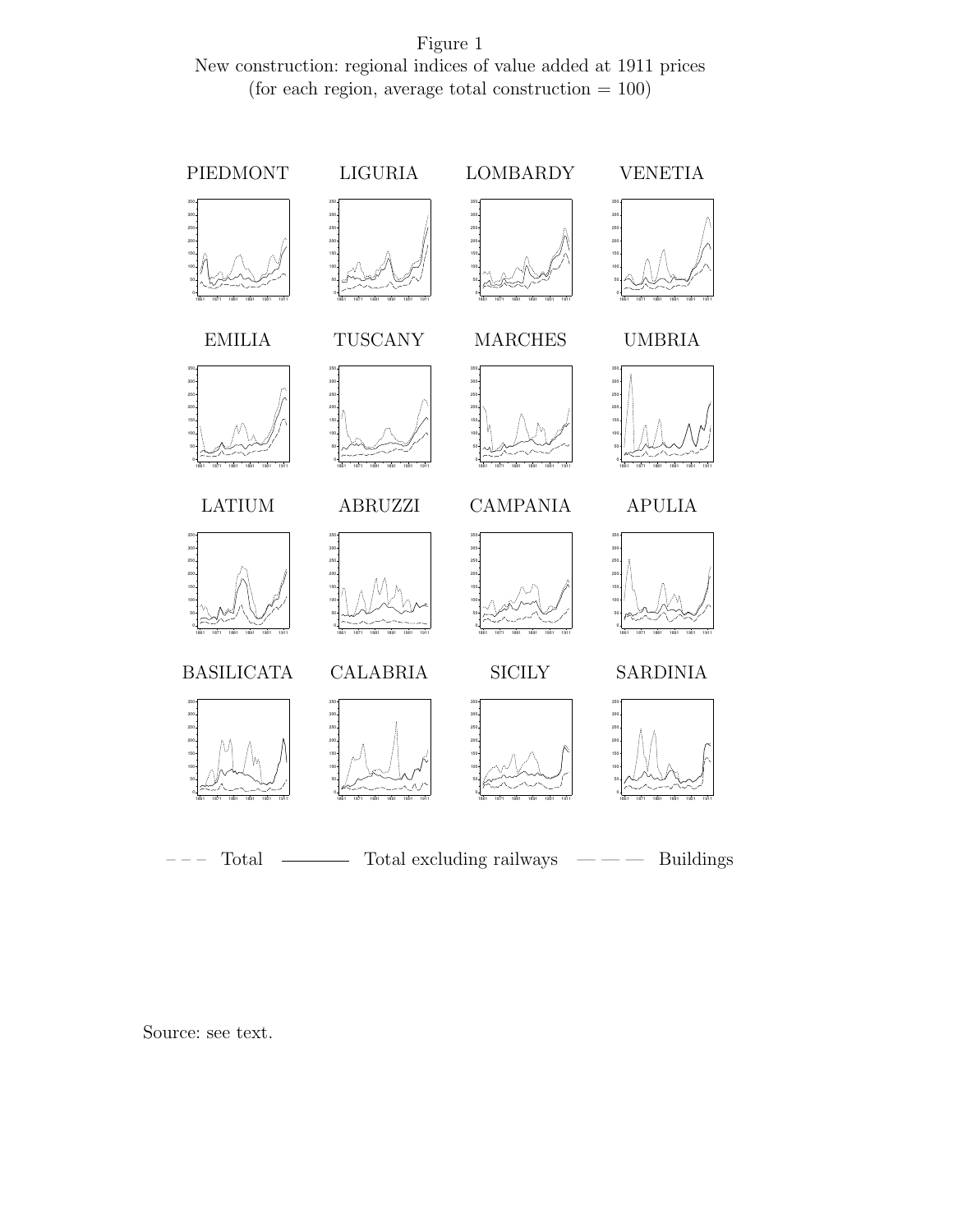Figure 1
New construction: regional indices of value added at 1911 prices
(for each region, average total construction = 100)

PIEDMONT LIGURIA LOMBARDY VENETIA

EMILIA TUSCANY MARCHES UMBRIA

LATIUM ABRUZZI CAMPANIA APULIA

BASILICATA CALABRIA SICILY SARDINIA

Total —— Total excluding railways — — Buildings

Source: see text.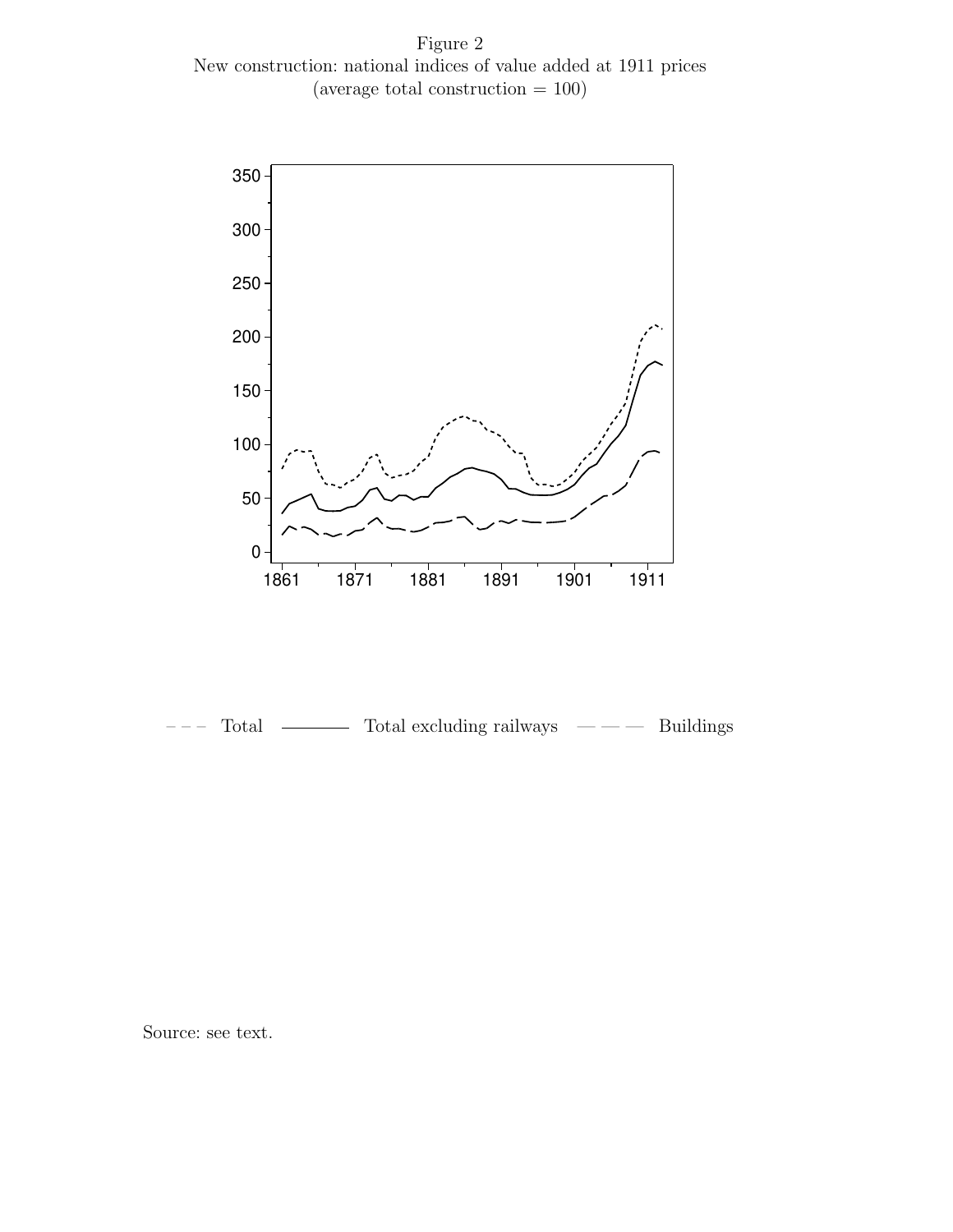Figure 2
New construction: national indices of value added at 1911 prices
(average total construction = 100)

– – – Total ——— Total excluding railways — — — Buildings

Source: see text.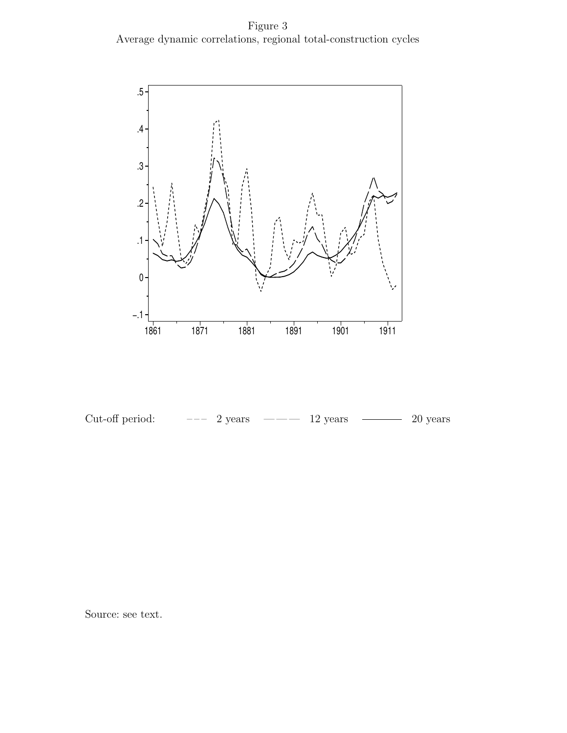Figure 3
Average dynamic correlations, regional total-construction cycles

Cut-off period: - - - 2 years —— 12 years ——— 20 years

Source: see text.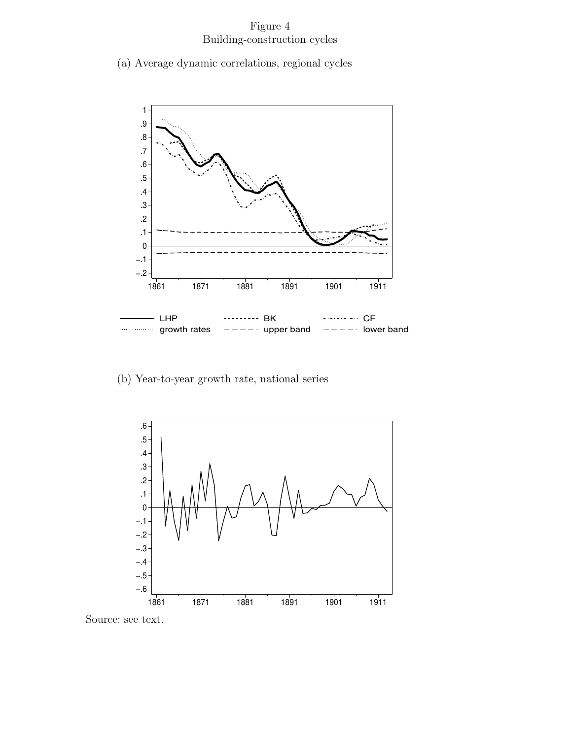Figure 4
Building-construction cycles

(a) Average dynamic correlations, regional cycles

(b) Year-to-year growth rate, national series

Source: see text.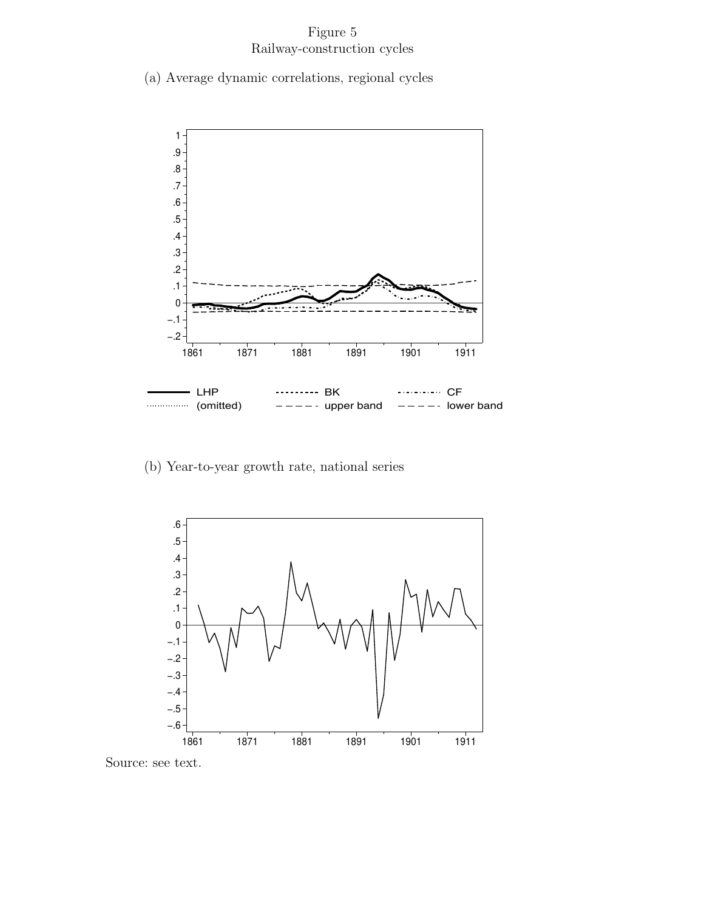Figure 5
Railway-construction cycles

(a) Average dynamic correlations, regional cycles

(b) Year-to-year growth rate, national series

Source: see text.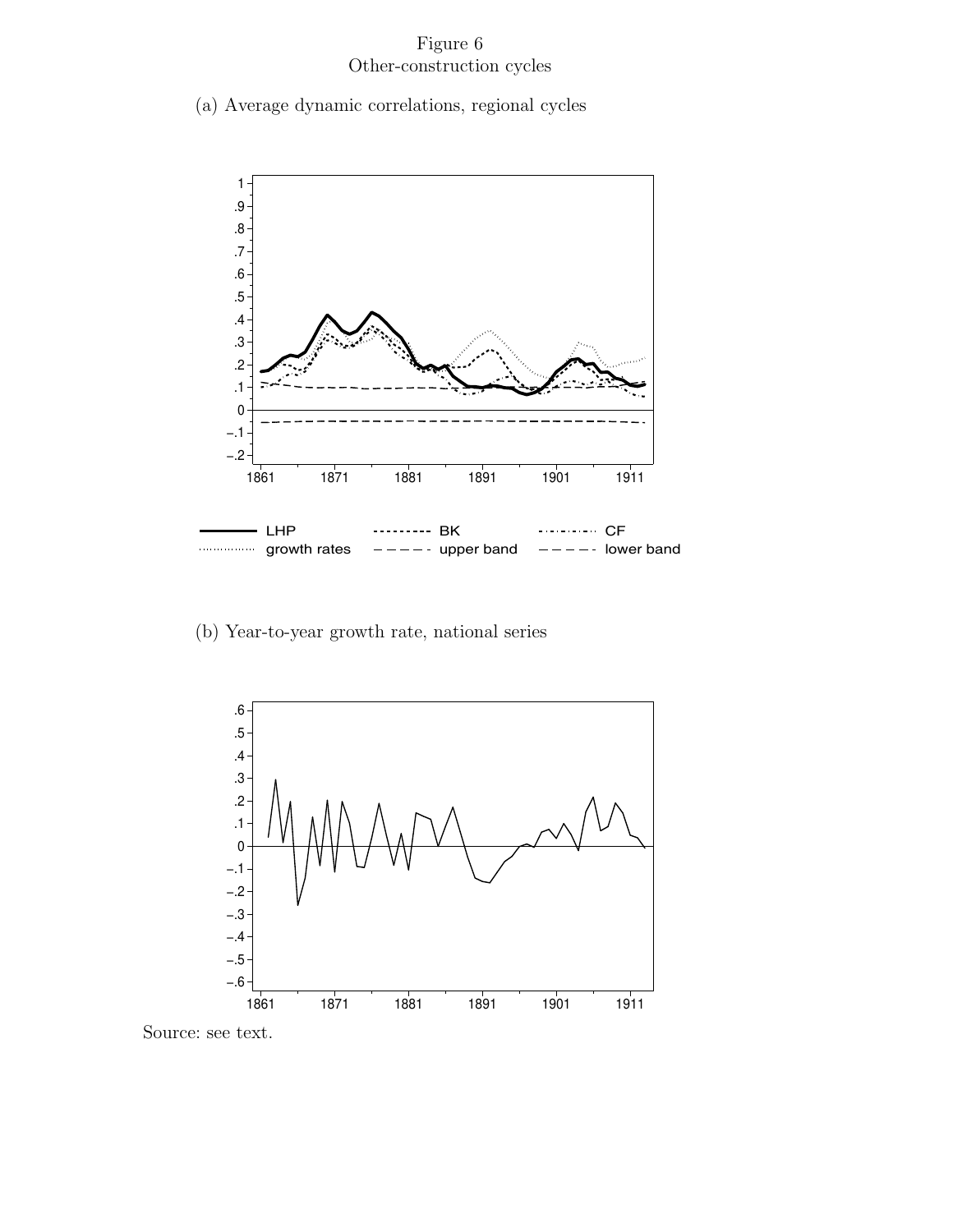Figure 6
Other-construction cycles

(a) Average dynamic correlations, regional cycles

(b) Year-to-year growth rate, national series

Source: see text.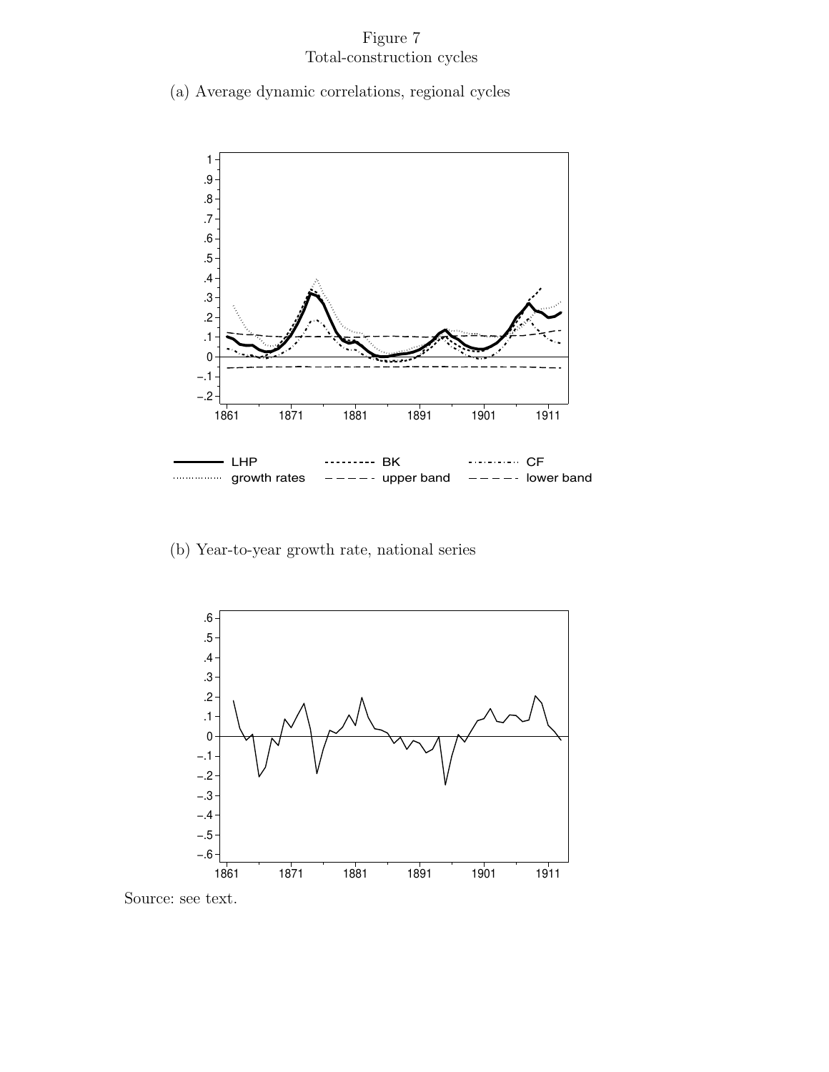Figure 7
Total-construction cycles

(a) Average dynamic correlations, regional cycles

(b) Year-to-year growth rate, national series

Source: see text.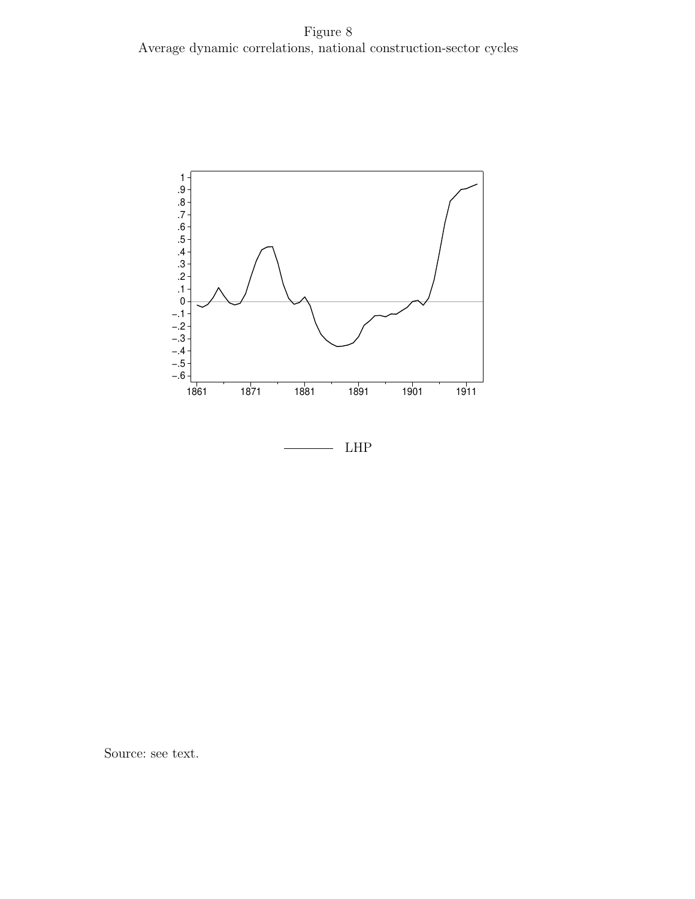Figure 8
Average dynamic correlations, national construction-sector cycles

Source: see text.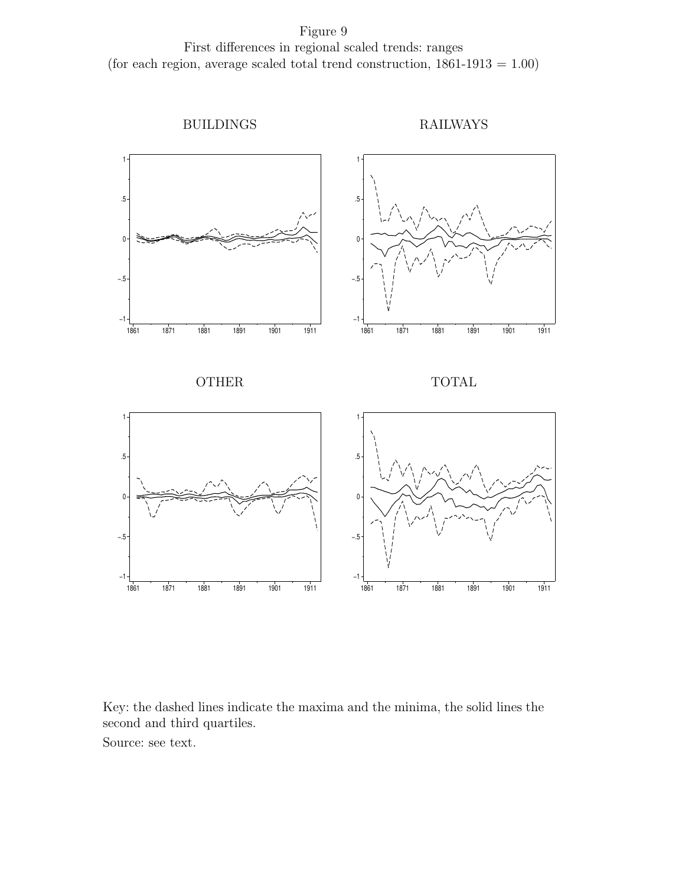Figure 9

First differences in regional scaled trends: ranges

(for each region, average scaled total trend construction, 1861-1913 = 1.00)

BUILDINGS

RAILWAYS

OTHER

TOTAL

Key: the dashed lines indicate the maxima and the minima, the solid lines the second and third quartiles.

Source: see text.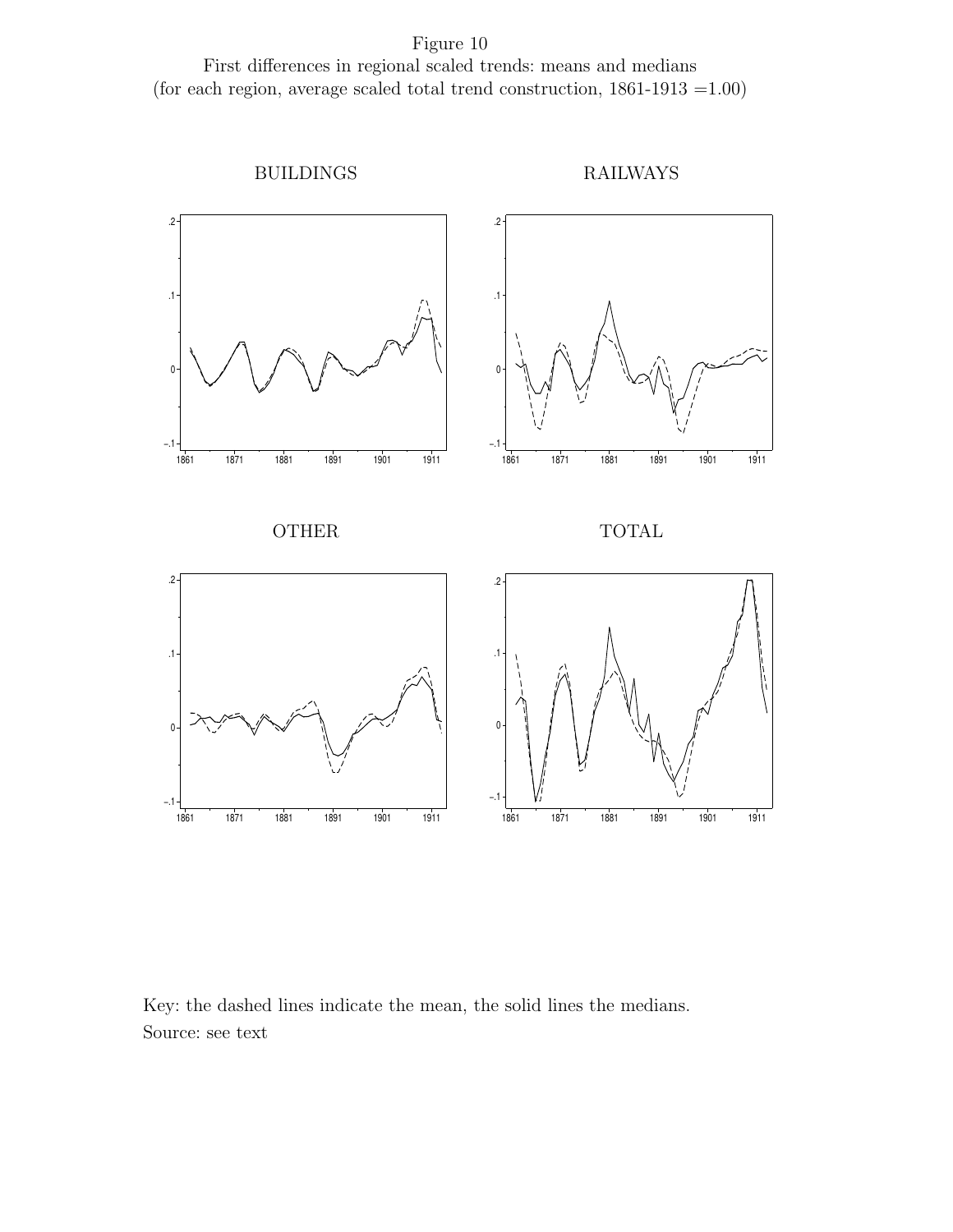Figure 10

First differences in regional scaled trends: means and medians

(for each region, average scaled total trend construction, 1861-1913 =1.00)

BUILDINGS

.2
.1
0
-.1
1861 1871 1881 1891 1901 1911

RAILWAYS

.2
.1
0
-.1
1861 1871 1881 1891 1901 1911

OTHER

.2
.1
0
-.1
1861 1871 1881 1891 1901 1911

TOTAL

.2
.1
0
-.1
1861 1871 1881 1891 1901 1911

Key: the dashed lines indicate the mean, the solid lines the medians.

Source: see text